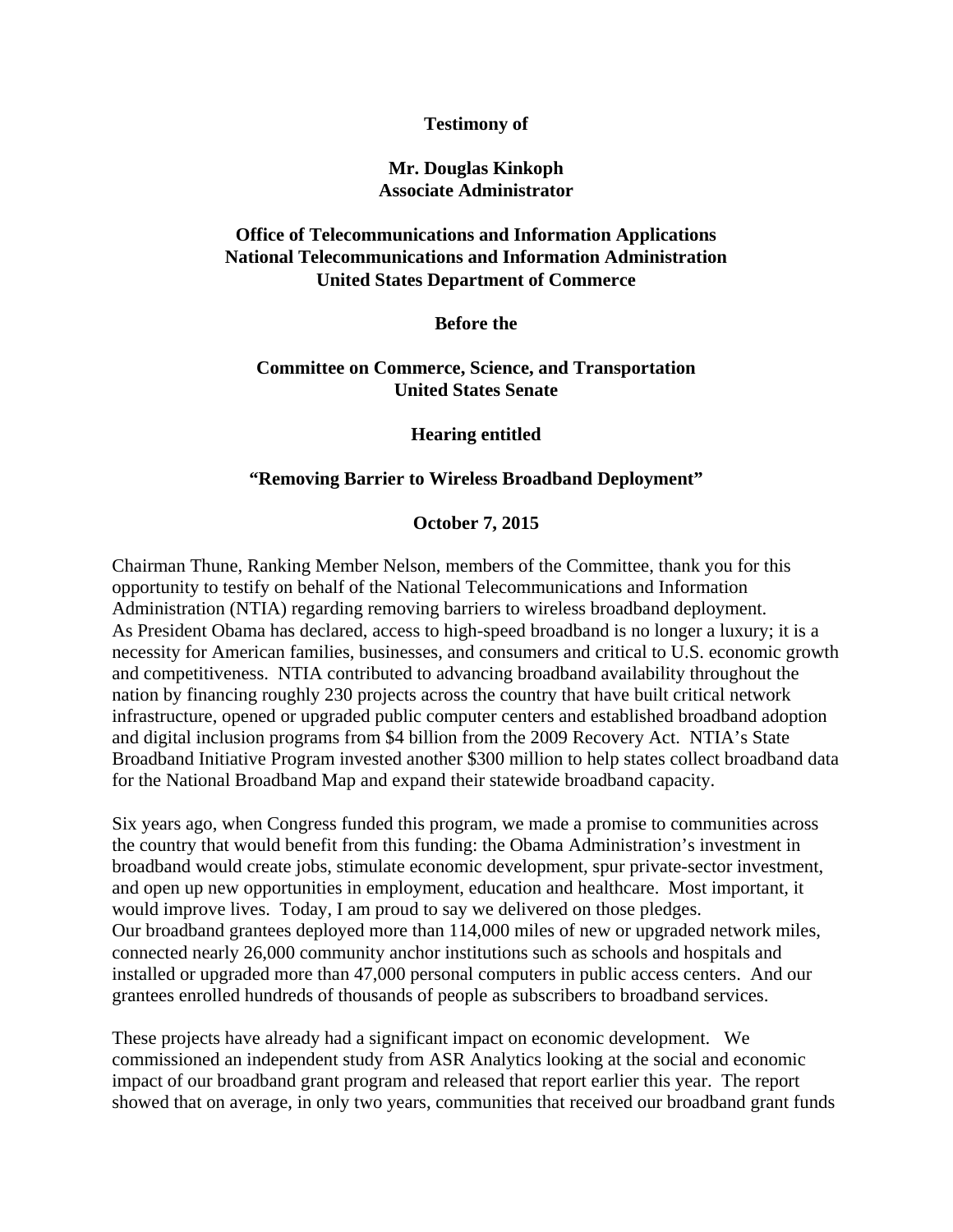**Testimony of**

**Mr. Douglas Kinkoph**
**Associate Administrator**

**Office of Telecommunications and Information Applications**
**National Telecommunications and Information Administration**
**United States Department of Commerce**

**Before the**

**Committee on Commerce, Science, and Transportation**
**United States Senate**

**Hearing entitled**

**"Removing Barrier to Wireless Broadband Deployment"**

**October 7, 2015**

Chairman Thune, Ranking Member Nelson, members of the Committee, thank you for this opportunity to testify on behalf of the National Telecommunications and Information Administration (NTIA) regarding removing barriers to wireless broadband deployment. As President Obama has declared, access to high-speed broadband is no longer a luxury; it is a necessity for American families, businesses, and consumers and critical to U.S. economic growth and competitiveness. NTIA contributed to advancing broadband availability throughout the nation by financing roughly 230 projects across the country that have built critical network infrastructure, opened or upgraded public computer centers and established broadband adoption and digital inclusion programs from $4 billion from the 2009 Recovery Act. NTIA's State Broadband Initiative Program invested another $300 million to help states collect broadband data for the National Broadband Map and expand their statewide broadband capacity.

Six years ago, when Congress funded this program, we made a promise to communities across the country that would benefit from this funding: the Obama Administration's investment in broadband would create jobs, stimulate economic development, spur private-sector investment, and open up new opportunities in employment, education and healthcare. Most important, it would improve lives. Today, I am proud to say we delivered on those pledges. Our broadband grantees deployed more than 114,000 miles of new or upgraded network miles, connected nearly 26,000 community anchor institutions such as schools and hospitals and installed or upgraded more than 47,000 personal computers in public access centers. And our grantees enrolled hundreds of thousands of people as subscribers to broadband services.

These projects have already had a significant impact on economic development. We commissioned an independent study from ASR Analytics looking at the social and economic impact of our broadband grant program and released that report earlier this year. The report showed that on average, in only two years, communities that received our broadband grant funds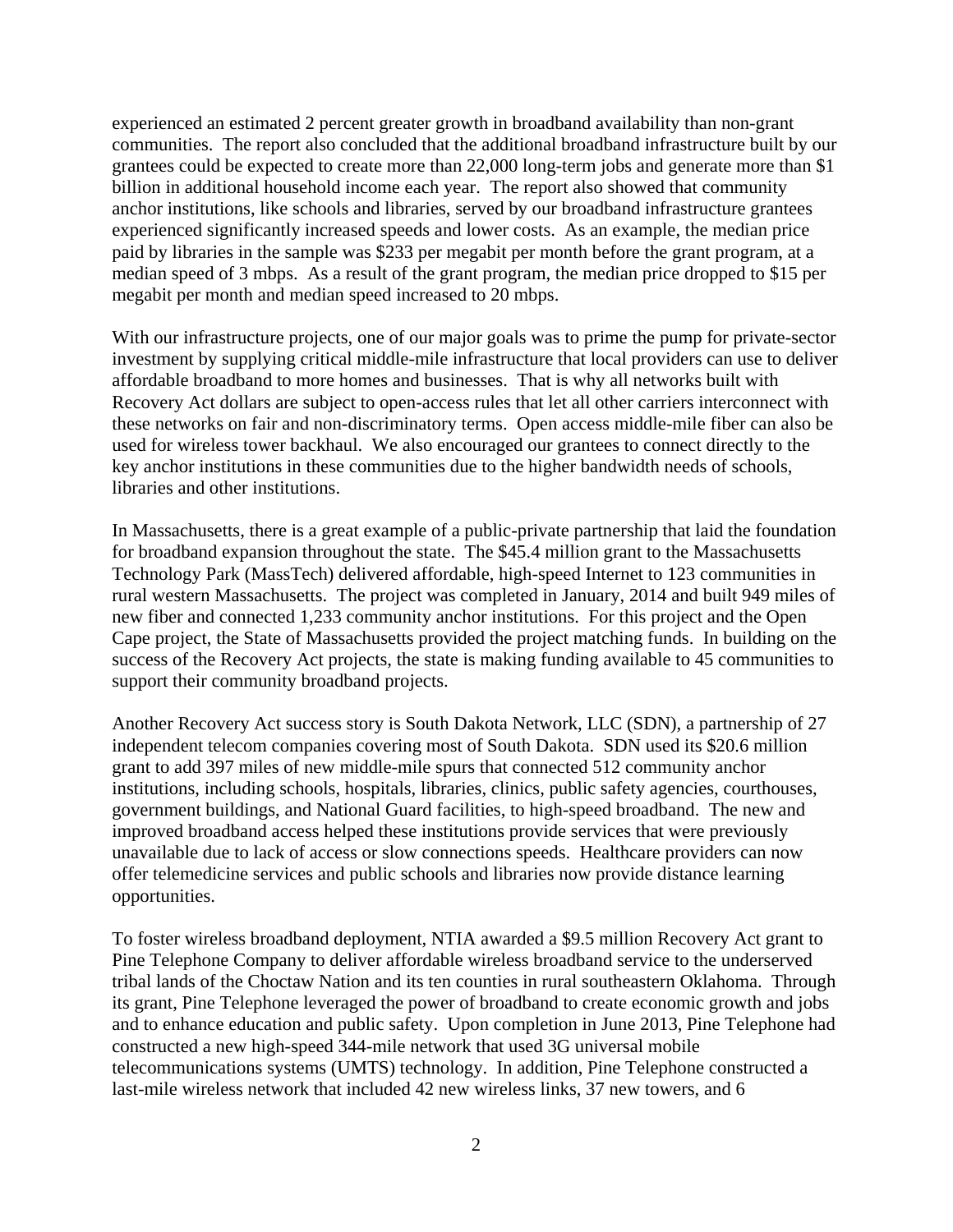experienced an estimated 2 percent greater growth in broadband availability than non-grant communities. The report also concluded that the additional broadband infrastructure built by our grantees could be expected to create more than 22,000 long-term jobs and generate more than $1 billion in additional household income each year. The report also showed that community anchor institutions, like schools and libraries, served by our broadband infrastructure grantees experienced significantly increased speeds and lower costs. As an example, the median price paid by libraries in the sample was $233 per megabit per month before the grant program, at a median speed of 3 mbps. As a result of the grant program, the median price dropped to $15 per megabit per month and median speed increased to 20 mbps.

With our infrastructure projects, one of our major goals was to prime the pump for private-sector investment by supplying critical middle-mile infrastructure that local providers can use to deliver affordable broadband to more homes and businesses. That is why all networks built with Recovery Act dollars are subject to open-access rules that let all other carriers interconnect with these networks on fair and non-discriminatory terms. Open access middle-mile fiber can also be used for wireless tower backhaul. We also encouraged our grantees to connect directly to the key anchor institutions in these communities due to the higher bandwidth needs of schools, libraries and other institutions.

In Massachusetts, there is a great example of a public-private partnership that laid the foundation for broadband expansion throughout the state. The $45.4 million grant to the Massachusetts Technology Park (MassTech) delivered affordable, high-speed Internet to 123 communities in rural western Massachusetts. The project was completed in January, 2014 and built 949 miles of new fiber and connected 1,233 community anchor institutions. For this project and the Open Cape project, the State of Massachusetts provided the project matching funds. In building on the success of the Recovery Act projects, the state is making funding available to 45 communities to support their community broadband projects.

Another Recovery Act success story is South Dakota Network, LLC (SDN), a partnership of 27 independent telecom companies covering most of South Dakota. SDN used its $20.6 million grant to add 397 miles of new middle-mile spurs that connected 512 community anchor institutions, including schools, hospitals, libraries, clinics, public safety agencies, courthouses, government buildings, and National Guard facilities, to high-speed broadband. The new and improved broadband access helped these institutions provide services that were previously unavailable due to lack of access or slow connections speeds. Healthcare providers can now offer telemedicine services and public schools and libraries now provide distance learning opportunities.

To foster wireless broadband deployment, NTIA awarded a $9.5 million Recovery Act grant to Pine Telephone Company to deliver affordable wireless broadband service to the underserved tribal lands of the Choctaw Nation and its ten counties in rural southeastern Oklahoma. Through its grant, Pine Telephone leveraged the power of broadband to create economic growth and jobs and to enhance education and public safety. Upon completion in June 2013, Pine Telephone had constructed a new high-speed 344-mile network that used 3G universal mobile telecommunications systems (UMTS) technology. In addition, Pine Telephone constructed a last-mile wireless network that included 42 new wireless links, 37 new towers, and 6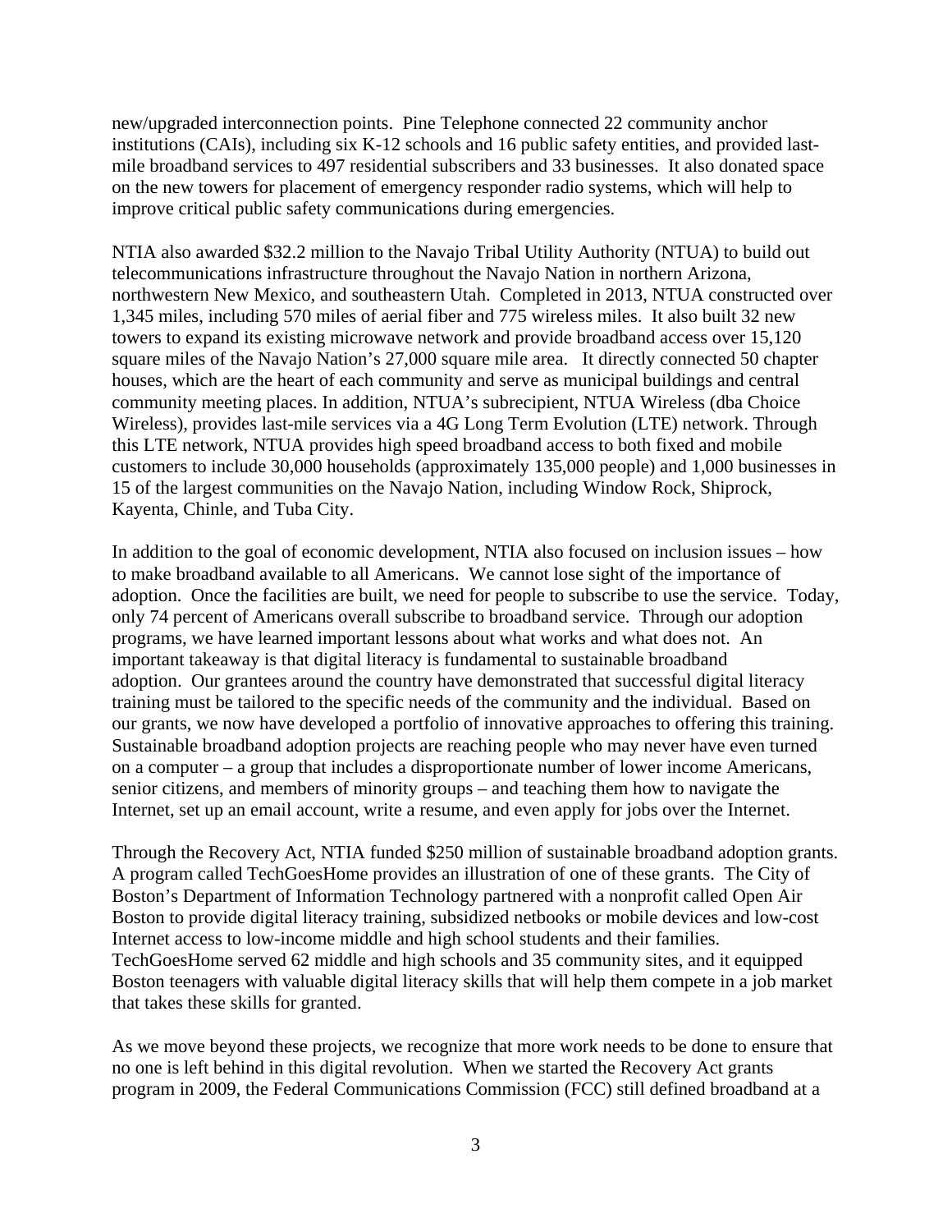new/upgraded interconnection points. Pine Telephone connected 22 community anchor institutions (CAIs), including six K-12 schools and 16 public safety entities, and provided last-mile broadband services to 497 residential subscribers and 33 businesses. It also donated space on the new towers for placement of emergency responder radio systems, which will help to improve critical public safety communications during emergencies.

NTIA also awarded $32.2 million to the Navajo Tribal Utility Authority (NTUA) to build out telecommunications infrastructure throughout the Navajo Nation in northern Arizona, northwestern New Mexico, and southeastern Utah. Completed in 2013, NTUA constructed over 1,345 miles, including 570 miles of aerial fiber and 775 wireless miles. It also built 32 new towers to expand its existing microwave network and provide broadband access over 15,120 square miles of the Navajo Nation's 27,000 square mile area. It directly connected 50 chapter houses, which are the heart of each community and serve as municipal buildings and central community meeting places. In addition, NTUA's subrecipient, NTUA Wireless (dba Choice Wireless), provides last-mile services via a 4G Long Term Evolution (LTE) network. Through this LTE network, NTUA provides high speed broadband access to both fixed and mobile customers to include 30,000 households (approximately 135,000 people) and 1,000 businesses in 15 of the largest communities on the Navajo Nation, including Window Rock, Shiprock, Kayenta, Chinle, and Tuba City.

In addition to the goal of economic development, NTIA also focused on inclusion issues – how to make broadband available to all Americans. We cannot lose sight of the importance of adoption. Once the facilities are built, we need for people to subscribe to use the service. Today, only 74 percent of Americans overall subscribe to broadband service. Through our adoption programs, we have learned important lessons about what works and what does not. An important takeaway is that digital literacy is fundamental to sustainable broadband adoption. Our grantees around the country have demonstrated that successful digital literacy training must be tailored to the specific needs of the community and the individual. Based on our grants, we now have developed a portfolio of innovative approaches to offering this training. Sustainable broadband adoption projects are reaching people who may never have even turned on a computer – a group that includes a disproportionate number of lower income Americans, senior citizens, and members of minority groups – and teaching them how to navigate the Internet, set up an email account, write a resume, and even apply for jobs over the Internet.

Through the Recovery Act, NTIA funded $250 million of sustainable broadband adoption grants. A program called TechGoesHome provides an illustration of one of these grants. The City of Boston's Department of Information Technology partnered with a nonprofit called Open Air Boston to provide digital literacy training, subsidized netbooks or mobile devices and low-cost Internet access to low-income middle and high school students and their families. TechGoesHome served 62 middle and high schools and 35 community sites, and it equipped Boston teenagers with valuable digital literacy skills that will help them compete in a job market that takes these skills for granted.

As we move beyond these projects, we recognize that more work needs to be done to ensure that no one is left behind in this digital revolution. When we started the Recovery Act grants program in 2009, the Federal Communications Commission (FCC) still defined broadband at a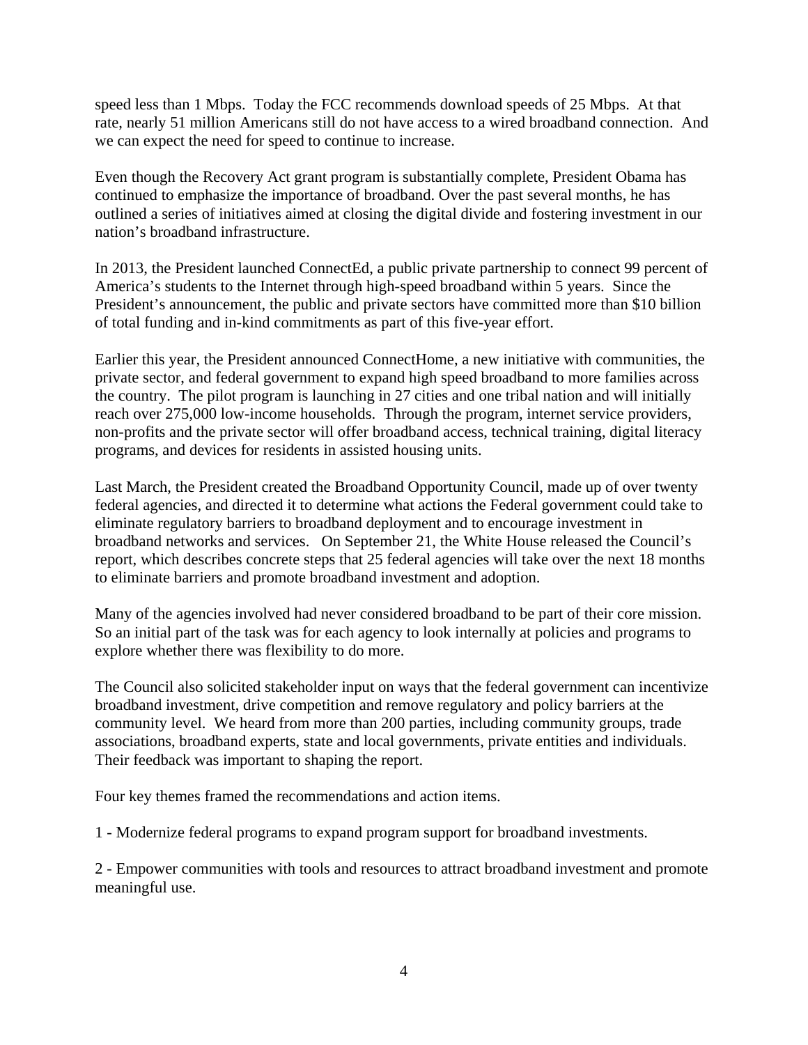speed less than 1 Mbps. Today the FCC recommends download speeds of 25 Mbps. At that rate, nearly 51 million Americans still do not have access to a wired broadband connection. And we can expect the need for speed to continue to increase.

Even though the Recovery Act grant program is substantially complete, President Obama has continued to emphasize the importance of broadband. Over the past several months, he has outlined a series of initiatives aimed at closing the digital divide and fostering investment in our nation's broadband infrastructure.

In 2013, the President launched ConnectEd, a public private partnership to connect 99 percent of America's students to the Internet through high-speed broadband within 5 years. Since the President's announcement, the public and private sectors have committed more than $10 billion of total funding and in-kind commitments as part of this five-year effort.

Earlier this year, the President announced ConnectHome, a new initiative with communities, the private sector, and federal government to expand high speed broadband to more families across the country. The pilot program is launching in 27 cities and one tribal nation and will initially reach over 275,000 low-income households. Through the program, internet service providers, non-profits and the private sector will offer broadband access, technical training, digital literacy programs, and devices for residents in assisted housing units.

Last March, the President created the Broadband Opportunity Council, made up of over twenty federal agencies, and directed it to determine what actions the Federal government could take to eliminate regulatory barriers to broadband deployment and to encourage investment in broadband networks and services. On September 21, the White House released the Council's report, which describes concrete steps that 25 federal agencies will take over the next 18 months to eliminate barriers and promote broadband investment and adoption.

Many of the agencies involved had never considered broadband to be part of their core mission. So an initial part of the task was for each agency to look internally at policies and programs to explore whether there was flexibility to do more.

The Council also solicited stakeholder input on ways that the federal government can incentivize broadband investment, drive competition and remove regulatory and policy barriers at the community level. We heard from more than 200 parties, including community groups, trade associations, broadband experts, state and local governments, private entities and individuals. Their feedback was important to shaping the report.

Four key themes framed the recommendations and action items.

1 - Modernize federal programs to expand program support for broadband investments.

2 - Empower communities with tools and resources to attract broadband investment and promote meaningful use.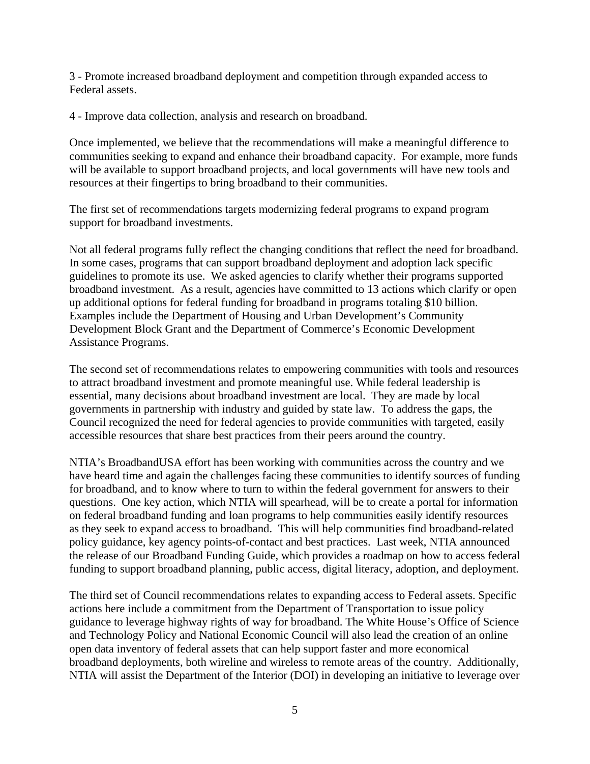3 - Promote increased broadband deployment and competition through expanded access to Federal assets.

4 - Improve data collection, analysis and research on broadband.

Once implemented, we believe that the recommendations will make a meaningful difference to communities seeking to expand and enhance their broadband capacity. For example, more funds will be available to support broadband projects, and local governments will have new tools and resources at their fingertips to bring broadband to their communities.

The first set of recommendations targets modernizing federal programs to expand program support for broadband investments.

Not all federal programs fully reflect the changing conditions that reflect the need for broadband. In some cases, programs that can support broadband deployment and adoption lack specific guidelines to promote its use. We asked agencies to clarify whether their programs supported broadband investment. As a result, agencies have committed to 13 actions which clarify or open up additional options for federal funding for broadband in programs totaling $10 billion. Examples include the Department of Housing and Urban Development's Community Development Block Grant and the Department of Commerce's Economic Development Assistance Programs.

The second set of recommendations relates to empowering communities with tools and resources to attract broadband investment and promote meaningful use. While federal leadership is essential, many decisions about broadband investment are local. They are made by local governments in partnership with industry and guided by state law. To address the gaps, the Council recognized the need for federal agencies to provide communities with targeted, easily accessible resources that share best practices from their peers around the country.

NTIA's BroadbandUSA effort has been working with communities across the country and we have heard time and again the challenges facing these communities to identify sources of funding for broadband, and to know where to turn to within the federal government for answers to their questions. One key action, which NTIA will spearhead, will be to create a portal for information on federal broadband funding and loan programs to help communities easily identify resources as they seek to expand access to broadband. This will help communities find broadband-related policy guidance, key agency points-of-contact and best practices. Last week, NTIA announced the release of our Broadband Funding Guide, which provides a roadmap on how to access federal funding to support broadband planning, public access, digital literacy, adoption, and deployment.

The third set of Council recommendations relates to expanding access to Federal assets. Specific actions here include a commitment from the Department of Transportation to issue policy guidance to leverage highway rights of way for broadband. The White House's Office of Science and Technology Policy and National Economic Council will also lead the creation of an online open data inventory of federal assets that can help support faster and more economical broadband deployments, both wireline and wireless to remote areas of the country. Additionally, NTIA will assist the Department of the Interior (DOI) in developing an initiative to leverage over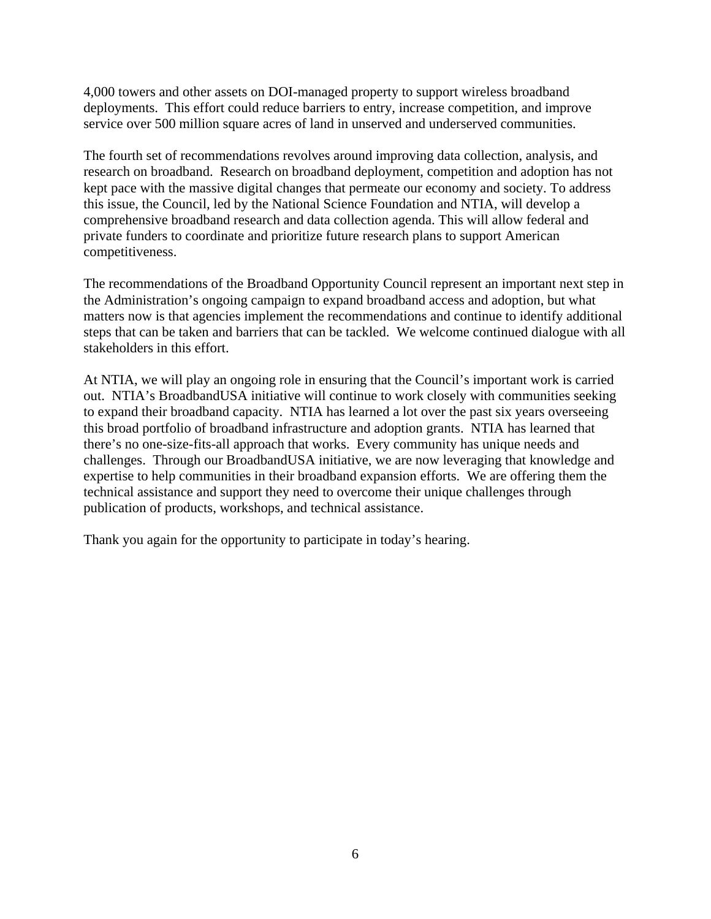4,000 towers and other assets on DOI-managed property to support wireless broadband deployments. This effort could reduce barriers to entry, increase competition, and improve service over 500 million square acres of land in unserved and underserved communities.

The fourth set of recommendations revolves around improving data collection, analysis, and research on broadband. Research on broadband deployment, competition and adoption has not kept pace with the massive digital changes that permeate our economy and society. To address this issue, the Council, led by the National Science Foundation and NTIA, will develop a comprehensive broadband research and data collection agenda. This will allow federal and private funders to coordinate and prioritize future research plans to support American competitiveness.

The recommendations of the Broadband Opportunity Council represent an important next step in the Administration's ongoing campaign to expand broadband access and adoption, but what matters now is that agencies implement the recommendations and continue to identify additional steps that can be taken and barriers that can be tackled. We welcome continued dialogue with all stakeholders in this effort.

At NTIA, we will play an ongoing role in ensuring that the Council's important work is carried out. NTIA's BroadbandUSA initiative will continue to work closely with communities seeking to expand their broadband capacity. NTIA has learned a lot over the past six years overseeing this broad portfolio of broadband infrastructure and adoption grants. NTIA has learned that there's no one-size-fits-all approach that works. Every community has unique needs and challenges. Through our BroadbandUSA initiative, we are now leveraging that knowledge and expertise to help communities in their broadband expansion efforts. We are offering them the technical assistance and support they need to overcome their unique challenges through publication of products, workshops, and technical assistance.

Thank you again for the opportunity to participate in today's hearing.